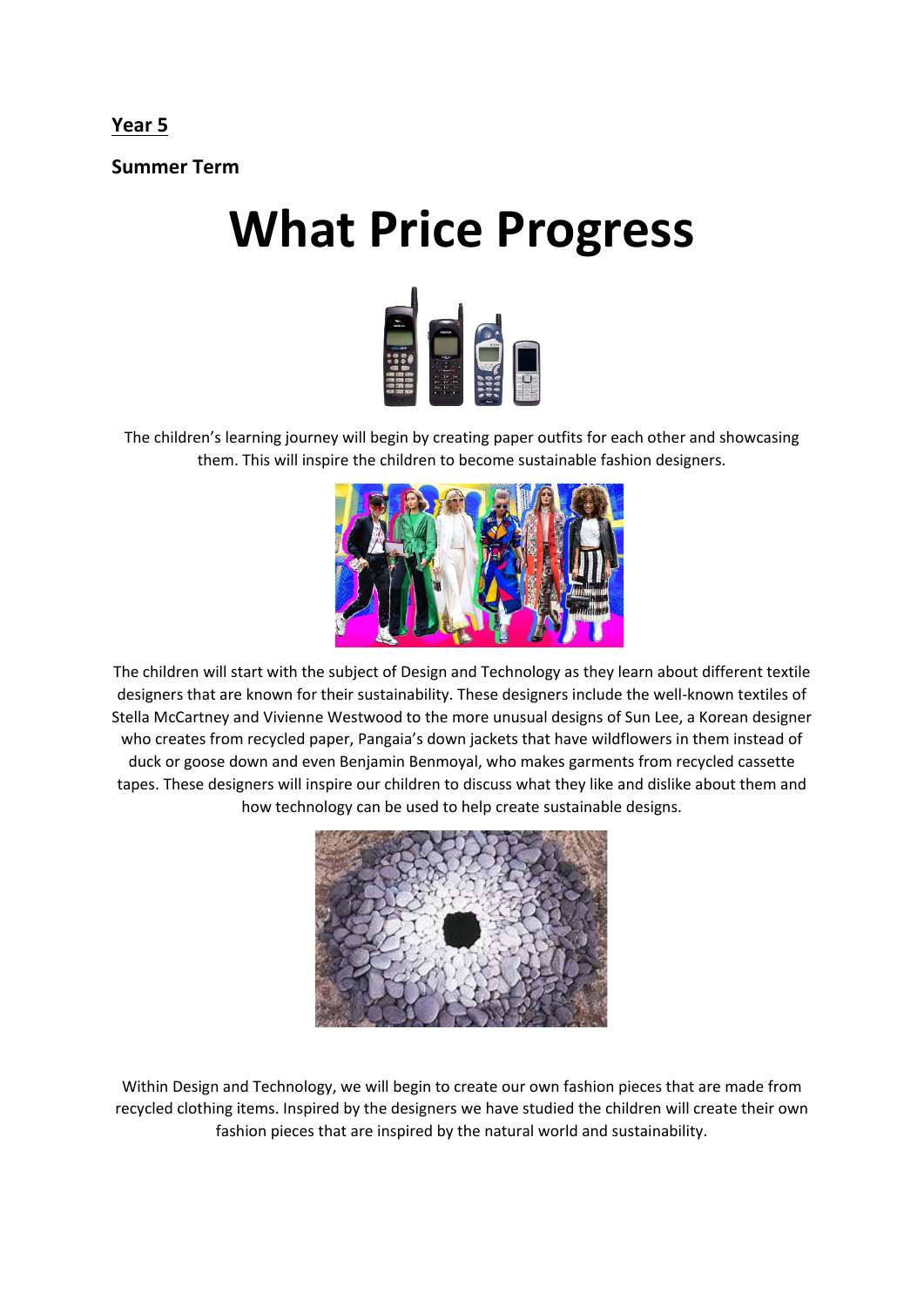**Year 5**

**Summer Term**

# What Price Progress

The children's learning journey will begin by creating paper outfits for each other and showcasing them. This will inspire the children to become sustainable fashion designers.

The children will start with the subject of Design and Technology as they learn about different textile designers that are known for their sustainability. These designers include the well-known textiles of Stella McCartney and Vivienne Westwood to the more unusual designs of Sun Lee, a Korean designer who creates from recycled paper, Pangaia's down jackets that have wildflowers in them instead of duck or goose down and even Benjamin Benmoyal, who makes garments from recycled cassette tapes. These designers will inspire our children to discuss what they like and dislike about them and how technology can be used to help create sustainable designs.

Within Design and Technology, we will begin to create our own fashion pieces that are made from recycled clothing items. Inspired by the designers we have studied the children will create their own fashion pieces that are inspired by the natural world and sustainability.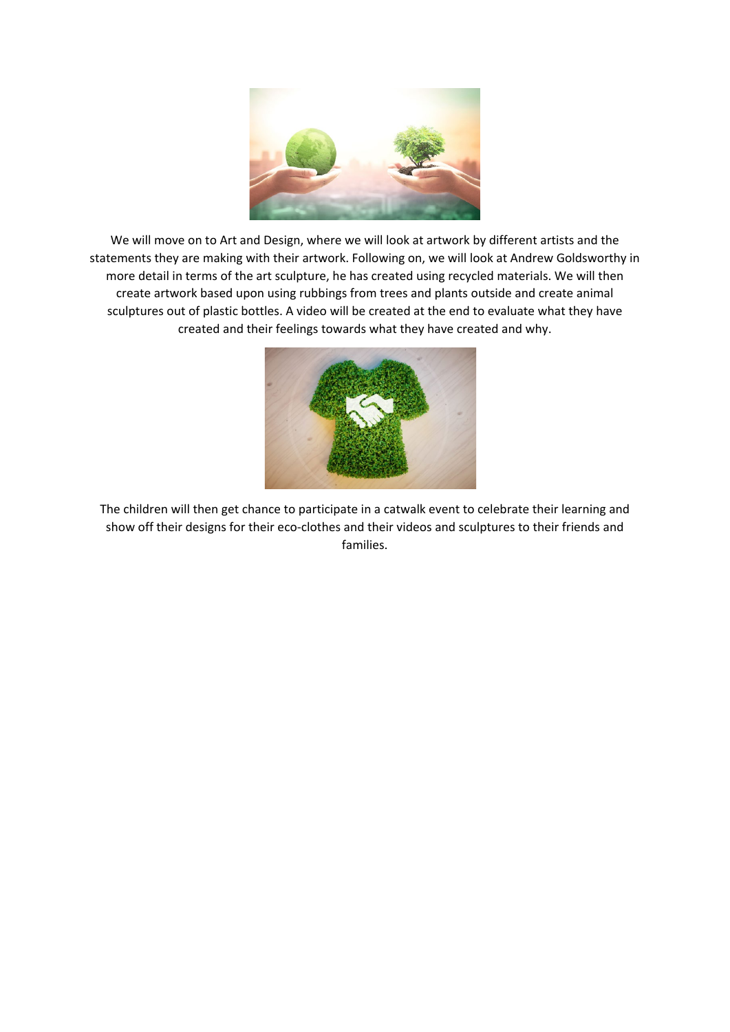We will move on to Art and Design, where we will look at artwork by different artists and the statements they are making with their artwork. Following on, we will look at Andrew Goldsworthy in more detail in terms of the art sculpture, he has created using recycled materials. We will then create artwork based upon using rubbings from trees and plants outside and create animal sculptures out of plastic bottles. A video will be created at the end to evaluate what they have created and their feelings towards what they have created and why.

The children will then get chance to participate in a catwalk event to celebrate their learning and show off their designs for their eco-clothes and their videos and sculptures to their friends and families.